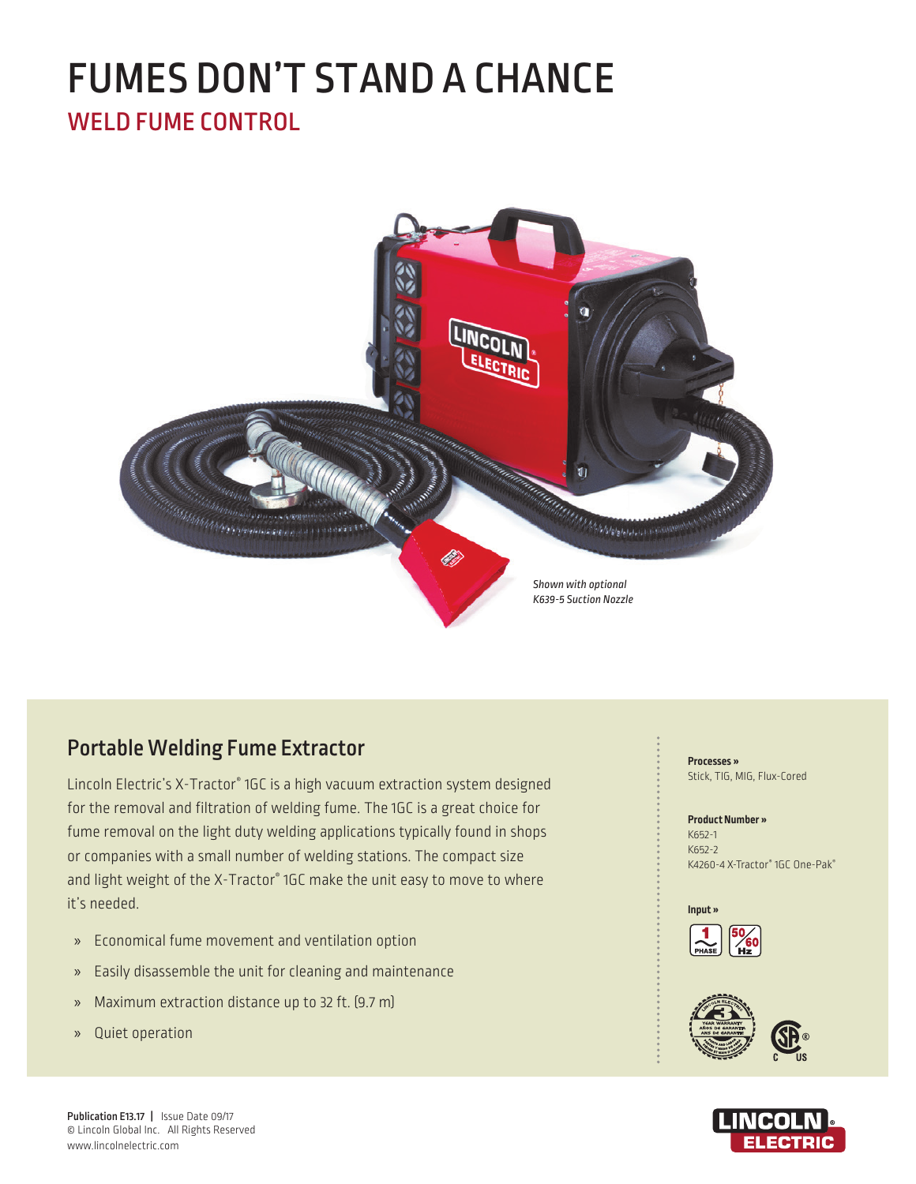# FUMES DON'T STAND A CHANCE

## WELD FUME CONTROL

*Shown with optional K639-5 Suction Nozzle*

## Portable Welding Fume Extractor

Lincoln Electric's X-Tractor® 1GC is a high vacuum extraction system designed for the removal and filtration of welding fume. The 1GC is a great choice for fume removal on the light duty welding applications typically found in shops or companies with a small number of welding stations. The compact size and light weight of the X-Tractor® 1GC make the unit easy to move to where it's needed.

- Economical fume movement and ventilation option
- Easily disassemble the unit for cleaning and maintenance
- Maximum extraction distance up to 32 ft. (9.7 m)
- Quiet operation

**Processes »**
Stick, TIG, MIG, Flux-Cored

**Product Number »**
K652-1
K652-2
K4260-4 X-Tractor® 1GC One-Pak®

**Input »**
1 PHASE, 50/60 Hz

**Publication E13.17** | Issue Date 09/17
© Lincoln Global Inc. All Rights Reserved
www.lincolnelectric.com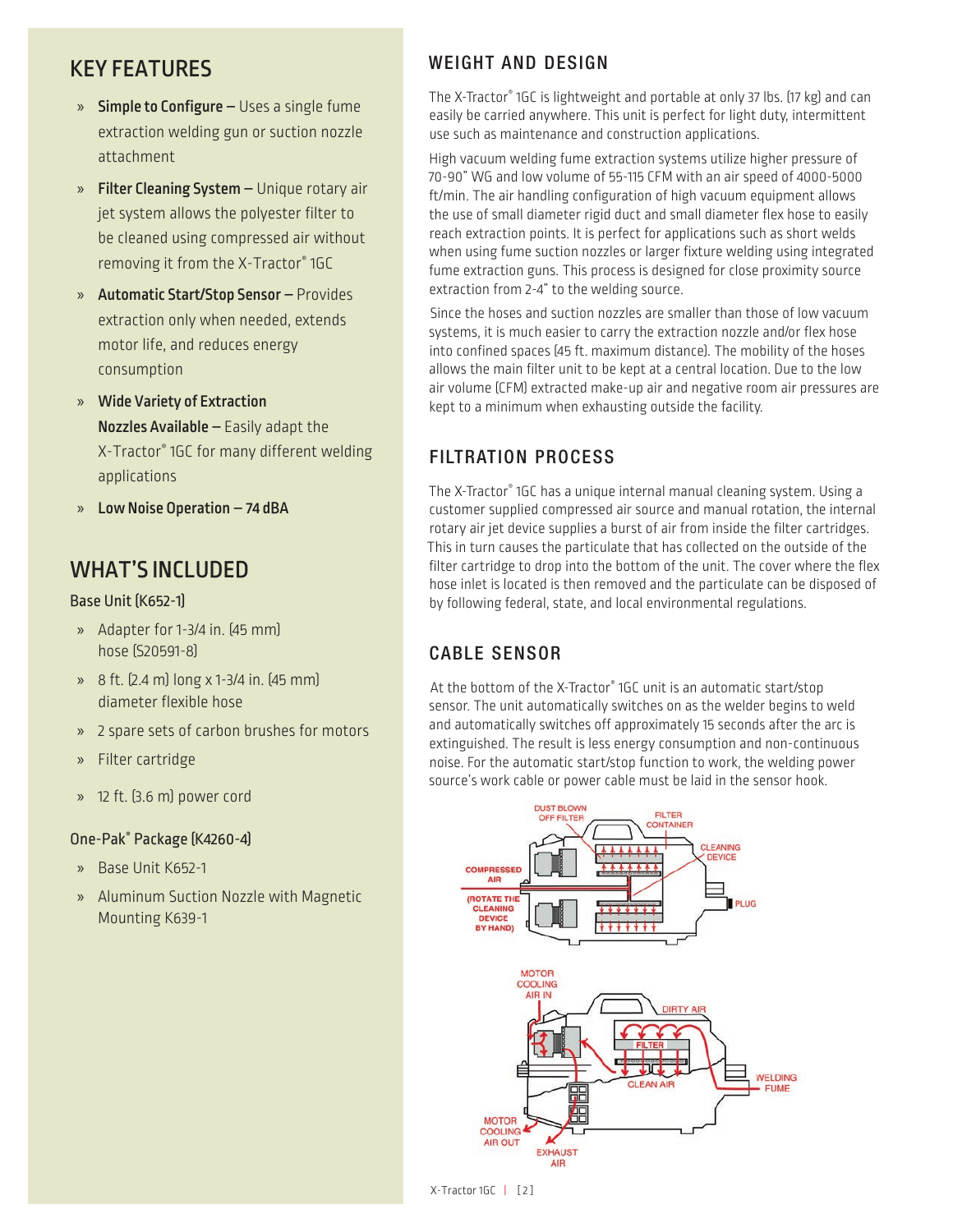## KEY FEATURES

- **Simple to Configure –** Uses a single fume extraction welding gun or suction nozzle attachment
- **Filter Cleaning System –** Unique rotary air jet system allows the polyester filter to be cleaned using compressed air without removing it from the X-Tractor® 1GC
- **Automatic Start/Stop Sensor –** Provides extraction only when needed, extends motor life, and reduces energy consumption
- **Wide Variety of Extraction Nozzles Available –** Easily adapt the X-Tractor® 1GC for many different welding applications
- **Low Noise Operation – 74 dBA**

## WHAT'S INCLUDED

### Base Unit (K652-1)

- Adapter for 1-3/4 in. (45 mm) hose (S20591-8)
- 8 ft. (2.4 m) long x 1-3/4 in. (45 mm) diameter flexible hose
- 2 spare sets of carbon brushes for motors
- Filter cartridge
- 12 ft. (3.6 m) power cord

### One-Pak® Package (K4260-4)

- Base Unit K652-1
- Aluminum Suction Nozzle with Magnetic Mounting K639-1

## WEIGHT AND DESIGN

The X-Tractor® 1GC is lightweight and portable at only 37 lbs. (17 kg) and can easily be carried anywhere. This unit is perfect for light duty, intermittent use such as maintenance and construction applications.

High vacuum welding fume extraction systems utilize higher pressure of 70-90" WG and low volume of 55-115 CFM with an air speed of 4000-5000 ft/min. The air handling configuration of high vacuum equipment allows the use of small diameter rigid duct and small diameter flex hose to easily reach extraction points. It is perfect for applications such as short welds when using fume suction nozzles or larger fixture welding using integrated fume extraction guns. This process is designed for close proximity source extraction from 2-4" to the welding source.

Since the hoses and suction nozzles are smaller than those of low vacuum systems, it is much easier to carry the extraction nozzle and/or flex hose into confined spaces (45 ft. maximum distance). The mobility of the hoses allows the main filter unit to be kept at a central location. Due to the low air volume (CFM) extracted make-up air and negative room air pressures are kept to a minimum when exhausting outside the facility.

## FILTRATION PROCESS

The X-Tractor® 1GC has a unique internal manual cleaning system. Using a customer supplied compressed air source and manual rotation, the internal rotary air jet device supplies a burst of air from inside the filter cartridges. This in turn causes the particulate that has collected on the outside of the filter cartridge to drop into the bottom of the unit. The cover where the flex hose inlet is located is then removed and the particulate can be disposed of by following federal, state, and local environmental regulations.

## CABLE SENSOR

At the bottom of the X-Tractor® 1GC unit is an automatic start/stop sensor. The unit automatically switches on as the welder begins to weld and automatically switches off approximately 15 seconds after the arc is extinguished. The result is less energy consumption and non-continuous noise. For the automatic start/stop function to work, the welding power source's work cable or power cable must be laid in the sensor hook.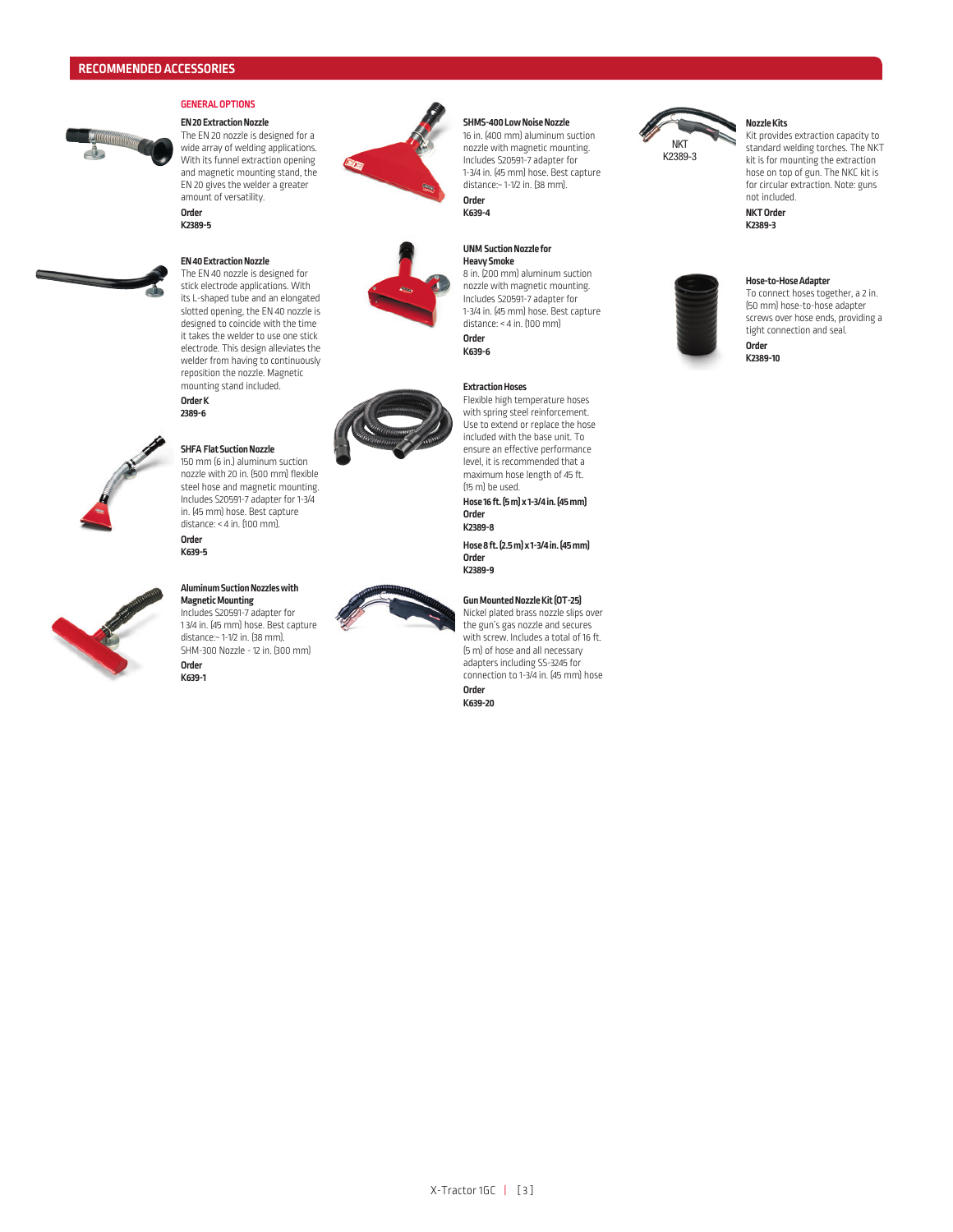## RECOMMENDED ACCESSORIES

### GENERAL OPTIONS

**EN 20 Extraction Nozzle**
The EN 20 nozzle is designed for a wide array of welding applications. With its funnel extraction opening and magnetic mounting stand, the EN 20 gives the welder a greater amount of versatility.
**Order**
**K2389-5**

**EN 40 Extraction Nozzle**
The EN 40 nozzle is designed for stick electrode applications. With its L-shaped tube and an elongated slotted opening, the EN 40 nozzle is designed to coincide with the time it takes the welder to use one stick electrode. This design alleviates the welder from having to continuously reposition the nozzle. Magnetic mounting stand included.
**Order K**
**2389-6**

**SHFA Flat Suction Nozzle**
150 mm (6 in.) aluminum suction nozzle with 20 in. (500 mm) flexible steel hose and magnetic mounting. Includes S20591-7 adapter for 1-3/4 in. (45 mm) hose. Best capture distance: < 4 in. (100 mm).
**Order**
**K639-5**

**Aluminum Suction Nozzles with Magnetic Mounting**
Includes S20591-7 adapter for 1 3/4 in. (45 mm) hose. Best capture distance:~ 1-1/2 in. (38 mm).
SHM-300 Nozzle - 12 in. (300 mm)
**Order**
**K639-1**

**SHMS-400 Low Noise Nozzle**
16 in. (400 mm) aluminum suction nozzle with magnetic mounting. Includes S20591-7 adapter for 1-3/4 in. (45 mm) hose. Best capture distance:~ 1-1/2 in. (38 mm).
**Order**
**K639-4**

**UNM Suction Nozzle for Heavy Smoke**
8 in. (200 mm) aluminum suction nozzle with magnetic mounting. Includes S20591-7 adapter for 1-3/4 in. (45 mm) hose. Best capture distance: < 4 in. (100 mm)
**Order**
**K639-6**

**Extraction Hoses**
Flexible high temperature hoses with spring steel reinforcement. Use to extend or replace the hose included with the base unit. To ensure an effective performance level, it is recommended that a maximum hose length of 45 ft. (15 m) be used.

**Hose 16 ft. (5 m) x 1-3/4 in. (45 mm)**
**Order**
**K2389-8**

**Hose 8 ft. (2.5 m) x 1-3/4 in. (45 mm)**
**Order**
**K2389-9**

**Gun Mounted Nozzle Kit (OT-25)**
Nickel plated brass nozzle slips over the gun's gas nozzle and secures with screw. Includes a total of 16 ft. (5 m) of hose and all necessary adapters including SS-3245 for connection to 1-3/4 in. (45 mm) hose
**Order**
**K639-20**

NKT
K2389-3

**Nozzle Kits**
Kit provides extraction capacity to standard welding torches. The NKT kit is for mounting the extraction hose on top of gun. The NKC kit is for circular extraction. Note: guns not included.
**NKT Order**
**K2389-3**

**Hose-to-Hose Adapter**
To connect hoses together, a 2 in. (50 mm) hose-to-hose adapter screws over hose ends, providing a tight connection and seal.
**Order**
**K2389-10**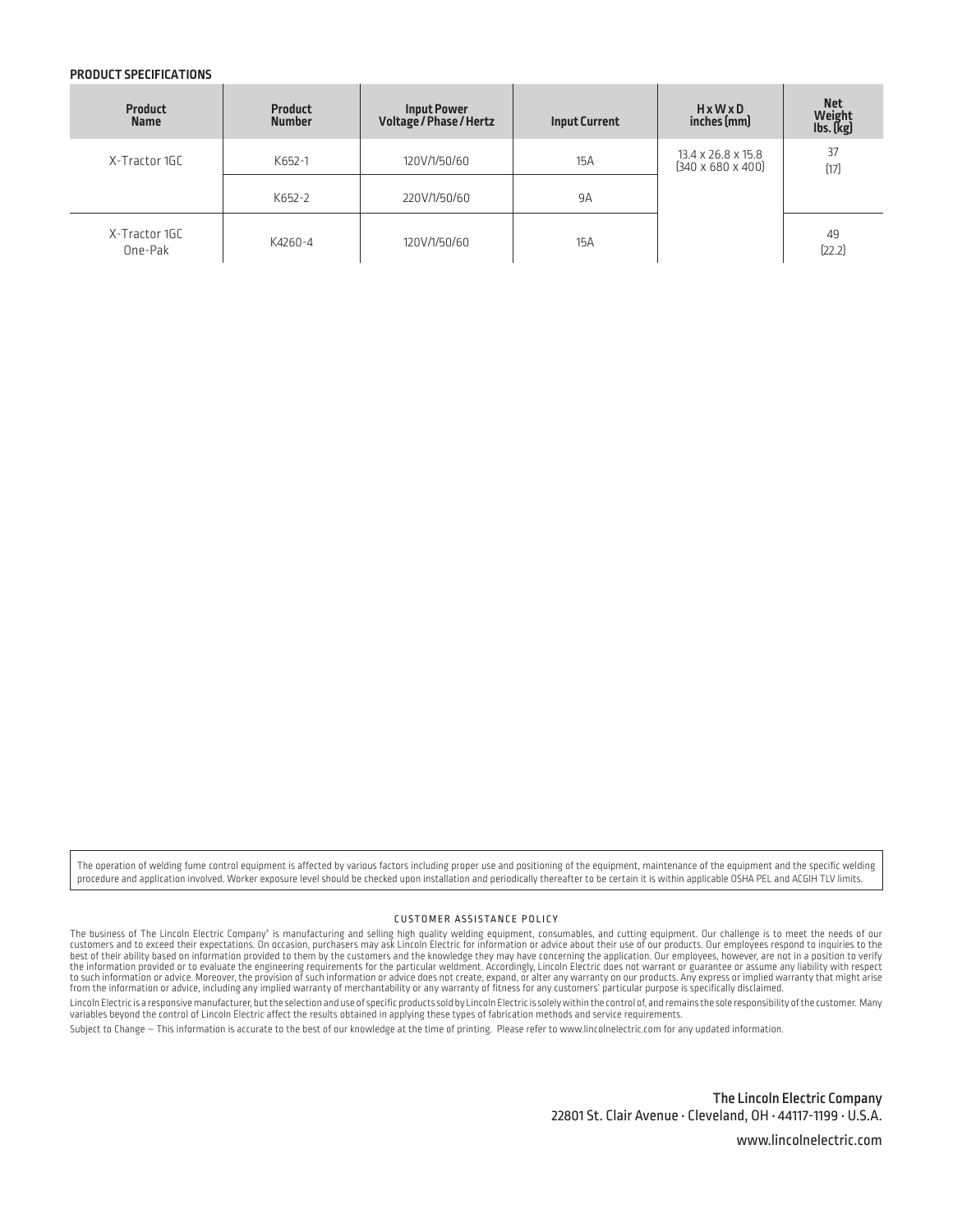#### PRODUCT SPECIFICATIONS

| Product Name | Product Number | Input Power Voltage / Phase / Hertz | Input Current | H x W x D inches (mm) | Net Weight lbs. (kg) |
|---|---|---|---|---|---|
| X-Tractor 1GC | K652-1 | 120V/1/50/60 | 15A | 13.4 x 26.8 x 15.8 (340 x 680 x 400) | 37 (17) |
| | K652-2 | 220V/1/50/60 | 9A | | |
| X-Tractor 1GC One-Pak | K4260-4 | 120V/1/50/60 | 15A | | 49 (22.2) |

The operation of welding fume control equipment is affected by various factors including proper use and positioning of the equipment, maintenance of the equipment and the specific welding procedure and application involved. Worker exposure level should be checked upon installation and periodically thereafter to be certain it is within applicable OSHA PEL and ACGIH TLV limits.

CUSTOMER ASSISTANCE POLICY

The business of The Lincoln Electric Company® is manufacturing and selling high quality welding equipment, consumables, and cutting equipment. Our challenge is to meet the needs of our customers and to exceed their expectations. On occasion, purchasers may ask Lincoln Electric for information or advice about their use of our products. Our employees respond to inquiries to the best of their ability based on information provided to them by the customers and the knowledge they may have concerning the application. Our employees, however, are not in a position to verify the information provided or to evaluate the engineering requirements for the particular weldment. Accordingly, Lincoln Electric does not warrant or guarantee or assume any liability with respect to such information or advice. Moreover, the provision of such information or advice does not create, expand, or alter any warranty on our products. Any express or implied warranty that might arise from the information or advice, including any implied warranty of merchantability or any warranty of fitness for any customers' particular purpose is specifically disclaimed.

Lincoln Electric is a responsive manufacturer, but the selection and use of specific products sold by Lincoln Electric is solely within the control of, and remains the sole responsibility of the customer. Many variables beyond the control of Lincoln Electric affect the results obtained in applying these types of fabrication methods and service requirements.

Subject to Change — This information is accurate to the best of our knowledge at the time of printing. Please refer to www.lincolnelectric.com for any updated information.

**The Lincoln Electric Company**
22801 St. Clair Avenue · Cleveland, OH · 44117-1199 · U.S.A.

www.lincolnelectric.com